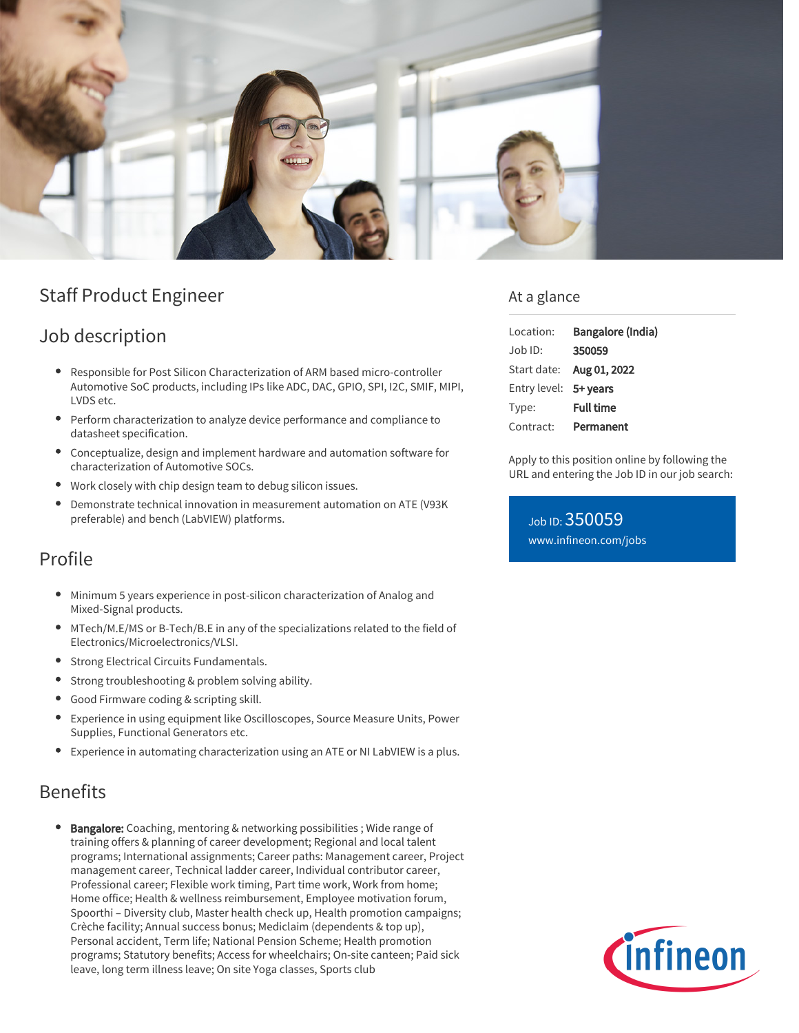# Staff Product Engineer

## Job description

- Responsible for Post Silicon Characterization of ARM based micro-controller Automotive SoC products, including IPs like ADC, DAC, GPIO, SPI, I2C, SMIF, MIPI, LVDS etc.
- Perform characterization to analyze device performance and compliance to datasheet specification.
- Conceptualize, design and implement hardware and automation software for characterization of Automotive SOCs.
- Work closely with chip design team to debug silicon issues.
- Demonstrate technical innovation in measurement automation on ATE (V93K preferable) and bench (LabVIEW) platforms.

## Profile

- Minimum 5 years experience in post-silicon characterization of Analog and Mixed-Signal products.
- MTech/M.E/MS or B-Tech/B.E in any of the specializations related to the field of Electronics/Microelectronics/VLSI.
- Strong Electrical Circuits Fundamentals.
- Strong troubleshooting & problem solving ability.
- Good Firmware coding & scripting skill.
- Experience in using equipment like Oscilloscopes, Source Measure Units, Power Supplies, Functional Generators etc.
- Experience in automating characterization using an ATE or NI LabVIEW is a plus.

## Benefits

- **Bangalore:** Coaching, mentoring & networking possibilities ; Wide range of training offers & planning of career development; Regional and local talent programs; International assignments; Career paths: Management career, Project management career, Technical ladder career, Individual contributor career, Professional career; Flexible work timing, Part time work, Work from home; Home office; Health & wellness reimbursement, Employee motivation forum, Spoorthi – Diversity club, Master health check up, Health promotion campaigns; Crèche facility; Annual success bonus; Mediclaim (dependents & top up), Personal accident, Term life; National Pension Scheme; Health promotion programs; Statutory benefits; Access for wheelchairs; On-site canteen; Paid sick leave, long term illness leave; On site Yoga classes, Sports club

## At a glance

| | |
|---|---|
| Location: | **Bangalore (India)** |
| Job ID: | **350059** |
| Start date: | **Aug 01, 2022** |
| Entry level: | **5+ years** |
| Type: | **Full time** |
| Contract: | **Permanent** |

Apply to this position online by following the URL and entering the Job ID in our job search:

Job ID: 350059
www.infineon.com/jobs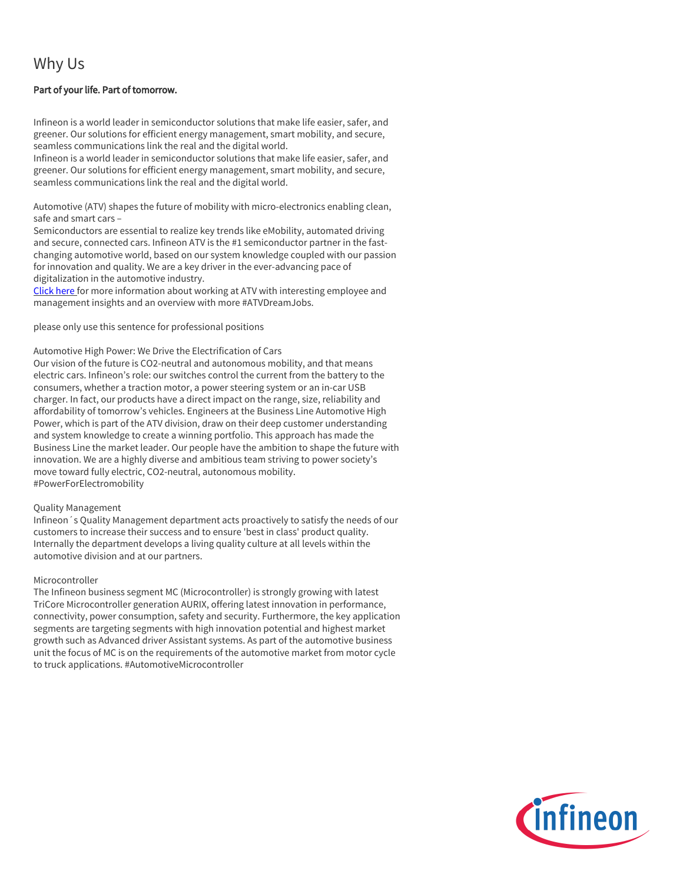# Why Us

**Part of your life. Part of tomorrow.**

Infineon is a world leader in semiconductor solutions that make life easier, safer, and greener. Our solutions for efficient energy management, smart mobility, and secure, seamless communications link the real and the digital world.
Infineon is a world leader in semiconductor solutions that make life easier, safer, and greener. Our solutions for efficient energy management, smart mobility, and secure, seamless communications link the real and the digital world.

Automotive (ATV) shapes the future of mobility with micro-electronics enabling clean, safe and smart cars –
Semiconductors are essential to realize key trends like eMobility, automated driving and secure, connected cars. Infineon ATV is the #1 semiconductor partner in the fast-changing automotive world, based on our system knowledge coupled with our passion for innovation and quality. We are a key driver in the ever-advancing pace of digitalization in the automotive industry.
Click here for more information about working at ATV with interesting employee and management insights and an overview with more #ATVDreamJobs.

please only use this sentence for professional positions

Automotive High Power: We Drive the Electrification of Cars
Our vision of the future is CO2-neutral and autonomous mobility, and that means electric cars. Infineon's role: our switches control the current from the battery to the consumers, whether a traction motor, a power steering system or an in-car USB charger. In fact, our products have a direct impact on the range, size, reliability and affordability of tomorrow's vehicles. Engineers at the Business Line Automotive High Power, which is part of the ATV division, draw on their deep customer understanding and system knowledge to create a winning portfolio. This approach has made the Business Line the market leader. Our people have the ambition to shape the future with innovation. We are a highly diverse and ambitious team striving to power society's move toward fully electric, CO2-neutral, autonomous mobility.
#PowerForElectromobility

Quality Management
Infineon´s Quality Management department acts proactively to satisfy the needs of our customers to increase their success and to ensure 'best in class' product quality. Internally the department develops a living quality culture at all levels within the automotive division and at our partners.

Microcontroller
The Infineon business segment MC (Microcontroller) is strongly growing with latest TriCore Microcontroller generation AURIX, offering latest innovation in performance, connectivity, power consumption, safety and security. Furthermore, the key application segments are targeting segments with high innovation potential and highest market growth such as Advanced driver Assistant systems. As part of the automotive business unit the focus of MC is on the requirements of the automotive market from motor cycle to truck applications. #AutomotiveMicrocontroller